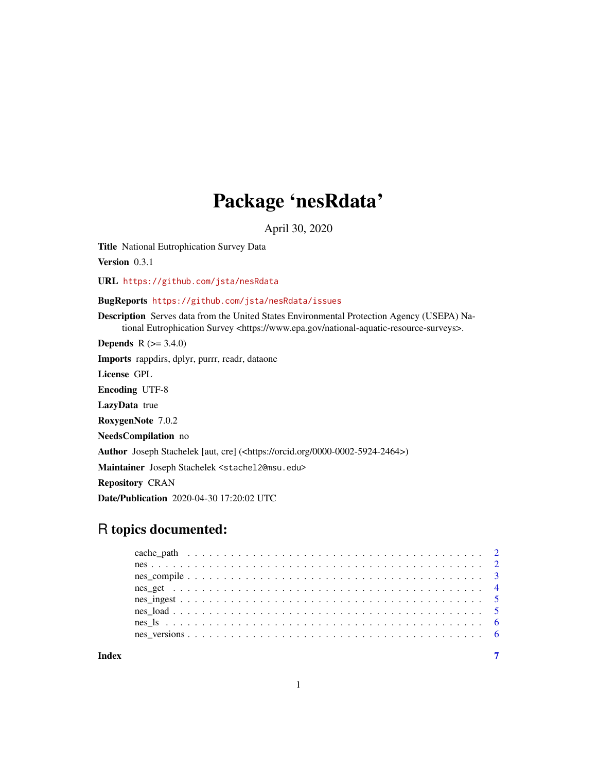# Package 'nesRdata'

April 30, 2020

**Title** National Eutrophication Survey Data

**Version** 0.3.1

**URL** https://github.com/jsta/nesRdata

**BugReports** https://github.com/jsta/nesRdata/issues

**Description** Serves data from the United States Environmental Protection Agency (USEPA) National Eutrophication Survey <https://www.epa.gov/national-aquatic-resource-surveys>.

**Depends** R (>= 3.4.0)

**Imports** rappdirs, dplyr, purrr, readr, dataone

**License** GPL

**Encoding** UTF-8

**LazyData** true

**RoxygenNote** 7.0.2

**NeedsCompilation** no

**Author** Joseph Stachelek [aut, cre] (<https://orcid.org/0000-0002-5924-2464>)

**Maintainer** Joseph Stachelek <stachel2@msu.edu>

**Repository** CRAN

**Date/Publication** 2020-04-30 17:20:02 UTC

## R topics documented:

| | |
|---|---|
| cache_path | 2 |
| nes | 2 |
| nes_compile | 3 |
| nes_get | 4 |
| nes_ingest | 5 |
| nes_load | 5 |
| nes_ls | 6 |
| nes_versions | 6 |
| **Index** | **7** |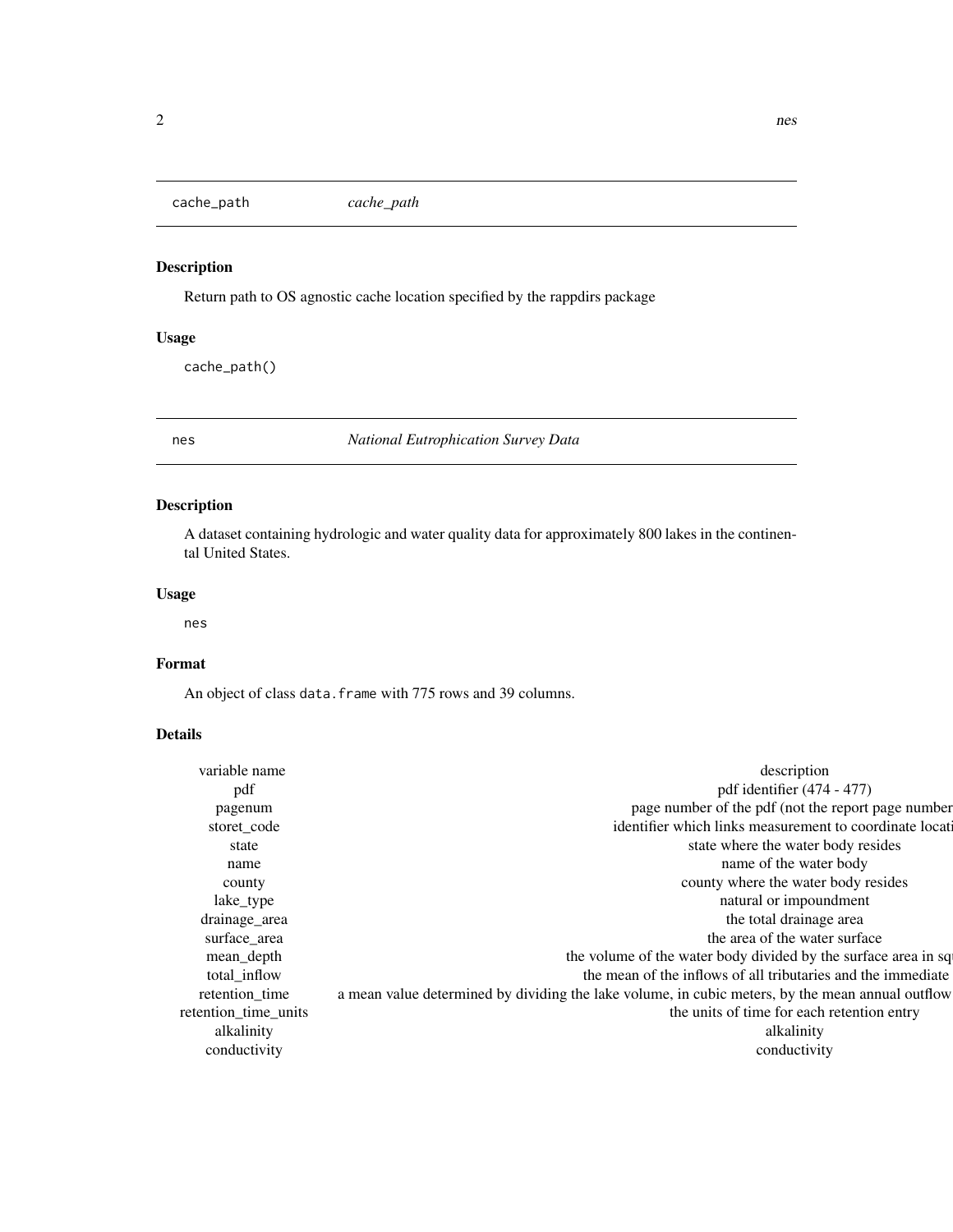## cache_path *cache_path*

### Description

Return path to OS agnostic cache location specified by the rappdirs package

### Usage

```
cache_path()
```

## nes *National Eutrophication Survey Data*

### Description

A dataset containing hydrologic and water quality data for approximately 800 lakes in the continental United States.

### Usage

```
nes
```

### Format

An object of class data.frame with 775 rows and 39 columns.

### Details

| variable name | description |
|---|---|
| pdf | pdf identifier (474 - 477) |
| pagenum | page number of the pdf (not the report page number |
| storet_code | identifier which links measurement to coordinate locati |
| state | state where the water body resides |
| name | name of the water body |
| county | county where the water body resides |
| lake_type | natural or impoundment |
| drainage_area | the total drainage area |
| surface_area | the area of the water surface |
| mean_depth | the volume of the water body divided by the surface area in sq |
| total_inflow | the mean of the inflows of all tributaries and the immediate |
| retention_time | a mean value determined by dividing the lake volume, in cubic meters, by the mean annual outflow |
| retention_time_units | the units of time for each retention entry |
| alkalinity | alkalinity |
| conductivity | conductivity |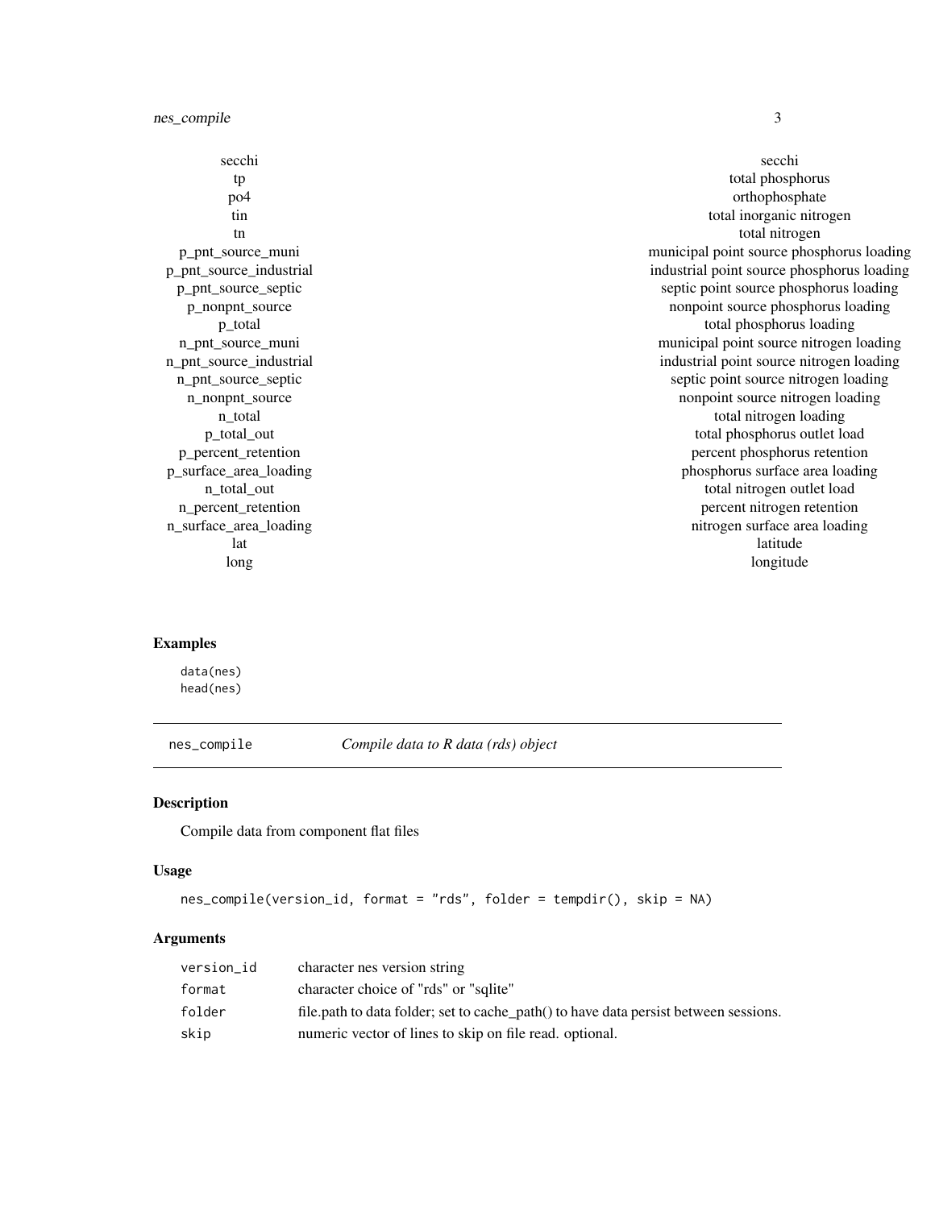| | |
|---|---|
| secchi | secchi |
| tp | total phosphorus |
| po4 | orthophosphate |
| tin | total inorganic nitrogen |
| tn | total nitrogen |
| p_pnt_source_muni | municipal point source phosphorus loading |
| p_pnt_source_industrial | industrial point source phosphorus loading |
| p_pnt_source_septic | septic point source phosphorus loading |
| p_nonpnt_source | nonpoint source phosphorus loading |
| p_total | total phosphorus loading |
| n_pnt_source_muni | municipal point source nitrogen loading |
| n_pnt_source_industrial | industrial point source nitrogen loading |
| n_pnt_source_septic | septic point source nitrogen loading |
| n_nonpnt_source | nonpoint source nitrogen loading |
| n_total | total nitrogen loading |
| p_total_out | total phosphorus outlet load |
| p_percent_retention | percent phosphorus retention |
| p_surface_area_loading | phosphorus surface area loading |
| n_total_out | total nitrogen outlet load |
| n_percent_retention | percent nitrogen retention |
| n_surface_area_loading | nitrogen surface area loading |
| lat | latitude |
| long | longitude |

### Examples

```
data(nes)
head(nes)
```

---

## nes_compile — *Compile data to R data (rds) object*

### Description

Compile data from component flat files

### Usage

```
nes_compile(version_id, format = "rds", folder = tempdir(), skip = NA)
```

### Arguments

| | |
|---|---|
| version_id | character nes version string |
| format | character choice of "rds" or "sqlite" |
| folder | file.path to data folder; set to cache_path() to have data persist between sessions. |
| skip | numeric vector of lines to skip on file read. optional. |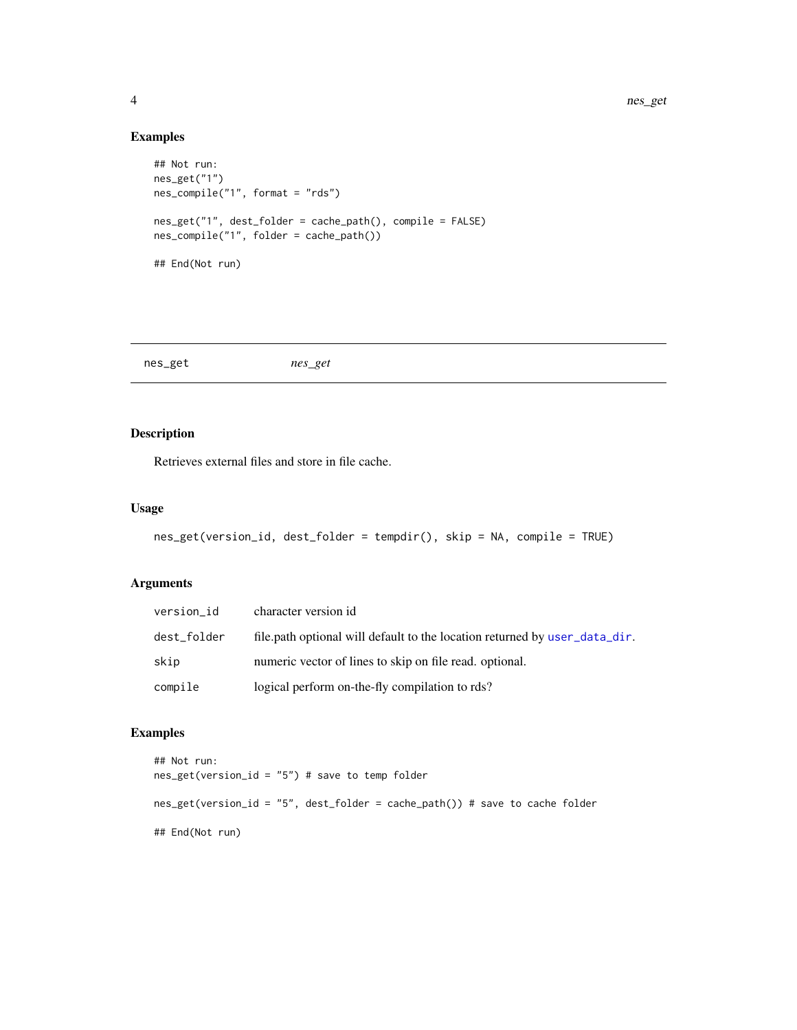### Examples

```
## Not run:
nes_get("1")
nes_compile("1", format = "rds")

nes_get("1", dest_folder = cache_path(), compile = FALSE)
nes_compile("1", folder = cache_path())

## End(Not run)
```

---

## nes_get *nes_get*

---

### Description

Retrieves external files and store in file cache.

### Usage

```
nes_get(version_id, dest_folder = tempdir(), skip = NA, compile = TRUE)
```

### Arguments

| | |
|---|---|
| version_id | character version id |
| dest_folder | file.path optional will default to the location returned by user_data_dir. |
| skip | numeric vector of lines to skip on file read. optional. |
| compile | logical perform on-the-fly compilation to rds? |

### Examples

```
## Not run:
nes_get(version_id = "5") # save to temp folder

nes_get(version_id = "5", dest_folder = cache_path()) # save to cache folder

## End(Not run)
```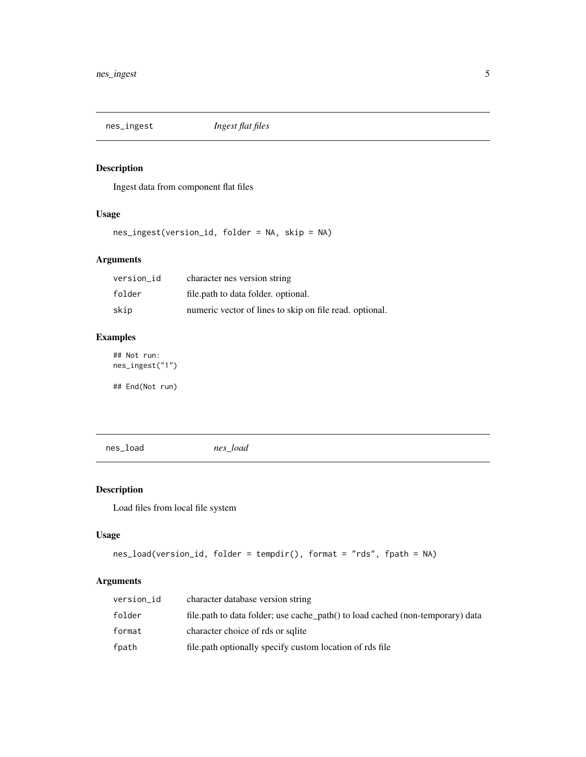## nes_ingest *Ingest flat files*

### Description

Ingest data from component flat files

### Usage

```
nes_ingest(version_id, folder = NA, skip = NA)
```

### Arguments

| | |
|---|---|
| version_id | character nes version string |
| folder | file.path to data folder. optional. |
| skip | numeric vector of lines to skip on file read. optional. |

### Examples

```
## Not run:
nes_ingest("1")

## End(Not run)
```

## nes_load *nes_load*

### Description

Load files from local file system

### Usage

```
nes_load(version_id, folder = tempdir(), format = "rds", fpath = NA)
```

### Arguments

| | |
|---|---|
| version_id | character database version string |
| folder | file.path to data folder; use cache_path() to load cached (non-temporary) data |
| format | character choice of rds or sqlite |
| fpath | file.path optionally specify custom location of rds file |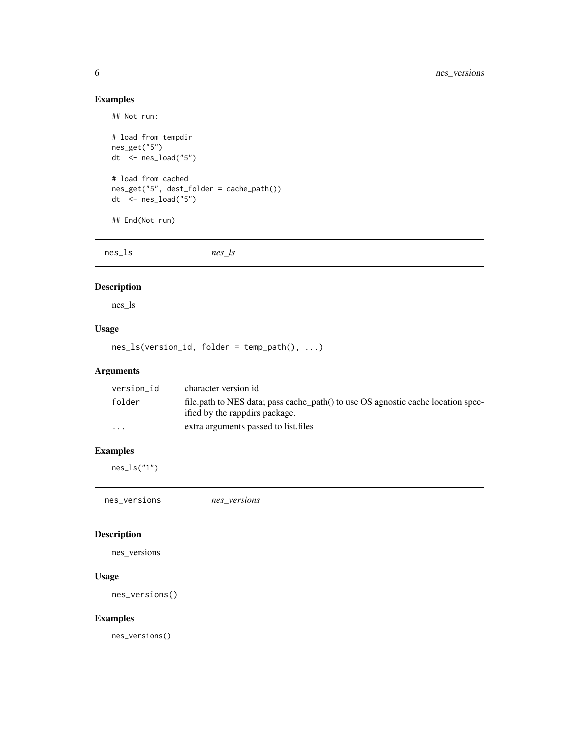## Examples

```
## Not run:

# load from tempdir
nes_get("5")
dt  <- nes_load("5")

# load from cached
nes_get("5", dest_folder = cache_path())
dt  <- nes_load("5")

## End(Not run)
```

---

# nes_ls    *nes_ls*

---

## Description

nes_ls

## Usage

```
nes_ls(version_id, folder = temp_path(), ...)
```

## Arguments

| | |
|---|---|
| version_id | character version id |
| folder | file.path to NES data; pass cache_path() to use OS agnostic cache location specified by the rappdirs package. |
| ... | extra arguments passed to list.files |

## Examples

```
nes_ls("1")
```

---

# nes_versions    *nes_versions*

---

## Description

nes_versions

## Usage

```
nes_versions()
```

## Examples

```
nes_versions()
```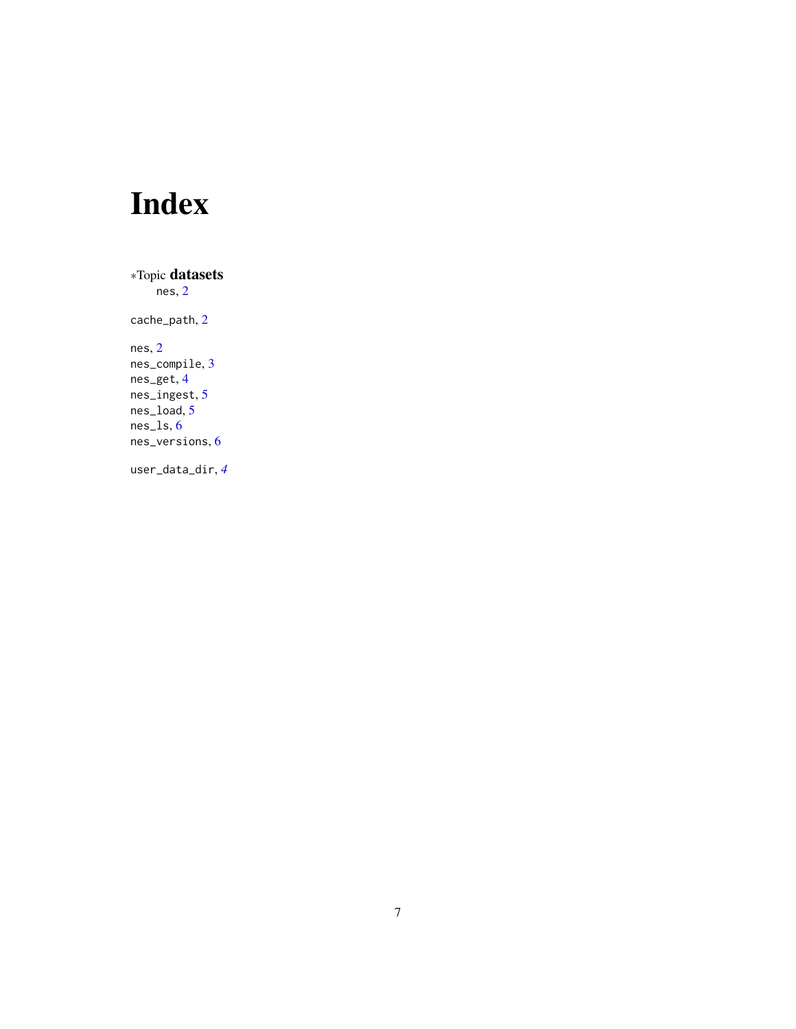# Index

∗Topic **datasets**
  nes, 2

cache_path, 2

nes, 2
nes_compile, 3
nes_get, 4
nes_ingest, 5
nes_load, 5
nes_ls, 6
nes_versions, 6

user_data_dir, *4*